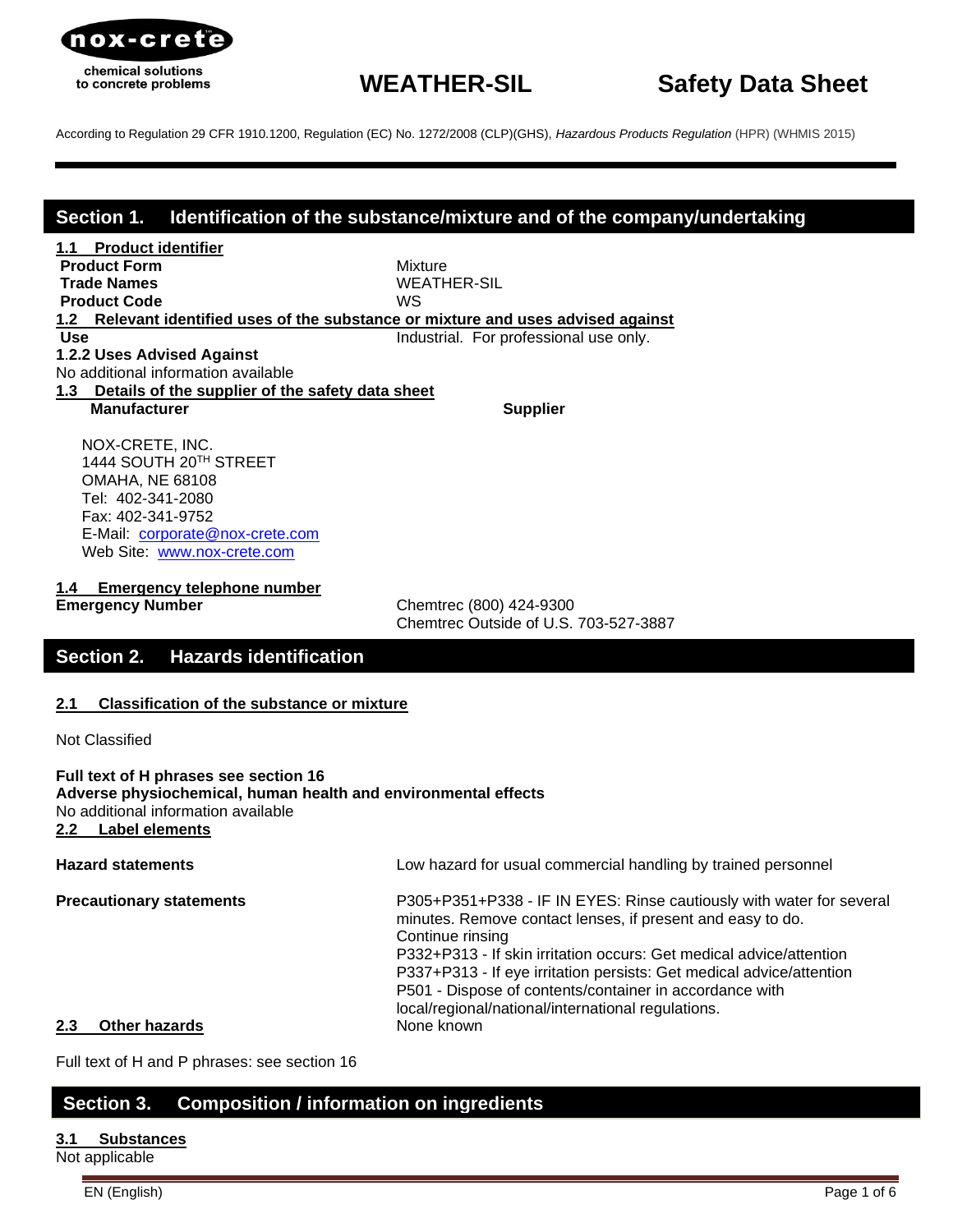nox-crete

chemical solutions to concrete problems

# WEATHER-SIL Safety Data Sheet

According to Regulation 29 CFR 1910.1200, Regulation (EC) No. 1272/2008 (CLP)(GHS), *Hazardous Products Regulation* (HPR) (WHMIS 2015)

## Section 1. Identification of the substance/mixture and of the company/undertaking

### 1.1 Product identifier

| | |
|---|---|
| **Product Form** | Mixture |
| **Trade Names** | WEATHER-SIL |
| **Product Code** | WS |

### 1.2 Relevant identified uses of the substance or mixture and uses advised against

| | |
|---|---|
| **Use** | Industrial. For professional use only. |

**1.2.2 Uses Advised Against**

No additional information available

### 1.3 Details of the supplier of the safety data sheet

**Manufacturer** **Supplier**

NOX-CRETE, INC.
1444 SOUTH 20TH STREET
OMAHA, NE 68108
Tel: 402-341-2080
Fax: 402-341-9752
E-Mail: corporate@nox-crete.com
Web Site: www.nox-crete.com

### 1.4 Emergency telephone number

| | |
|---|---|
| **Emergency Number** | Chemtrec (800) 424-9300<br>Chemtrec Outside of U.S. 703-527-3887 |

## Section 2. Hazards identification

### 2.1 Classification of the substance or mixture

Not Classified

**Full text of H phrases see section 16**

**Adverse physiochemical, human health and environmental effects**

No additional information available

### 2.2 Label elements

| | |
|---|---|
| **Hazard statements** | Low hazard for usual commercial handling by trained personnel |
| **Precautionary statements** | P305+P351+P338 - IF IN EYES: Rinse cautiously with water for several minutes. Remove contact lenses, if present and easy to do. Continue rinsing<br>P332+P313 - If skin irritation occurs: Get medical advice/attention<br>P337+P313 - If eye irritation persists: Get medical advice/attention<br>P501 - Dispose of contents/container in accordance with local/regional/national/international regulations. |

### 2.3 Other hazards

None known

Full text of H and P phrases: see section 16

## Section 3. Composition / information on ingredients

### 3.1 Substances

Not applicable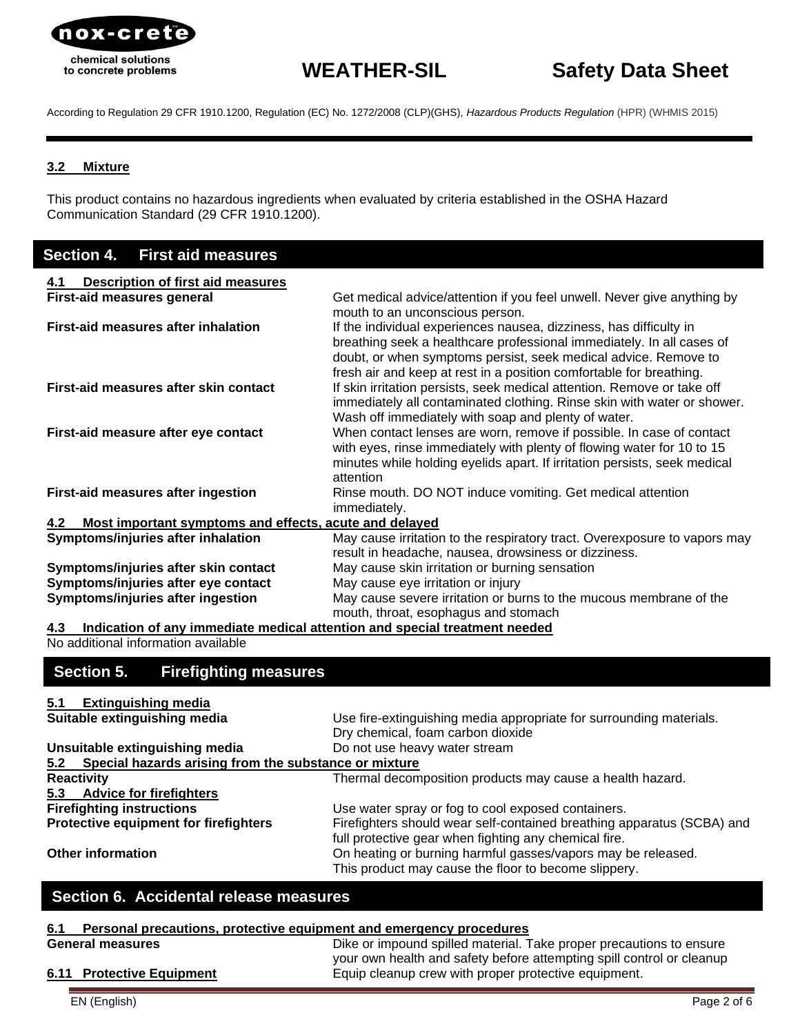### 3.2 Mixture

This product contains no hazardous ingredients when evaluated by criteria established in the OSHA Hazard Communication Standard (29 CFR 1910.1200).

## Section 4. First aid measures

### 4.1 Description of first aid measures

| | |
|---|---|
| **First-aid measures general** | Get medical advice/attention if you feel unwell. Never give anything by mouth to an unconscious person. |
| **First-aid measures after inhalation** | If the individual experiences nausea, dizziness, has difficulty in breathing seek a healthcare professional immediately. In all cases of doubt, or when symptoms persist, seek medical advice. Remove to fresh air and keep at rest in a position comfortable for breathing. |
| **First-aid measures after skin contact** | If skin irritation persists, seek medical attention. Remove or take off immediately all contaminated clothing. Rinse skin with water or shower. Wash off immediately with soap and plenty of water. |
| **First-aid measure after eye contact** | When contact lenses are worn, remove if possible. In case of contact with eyes, rinse immediately with plenty of flowing water for 10 to 15 minutes while holding eyelids apart. If irritation persists, seek medical attention |
| **First-aid measures after ingestion** | Rinse mouth. DO NOT induce vomiting. Get medical attention immediately. |

### 4.2 Most important symptoms and effects, acute and delayed

| | |
|---|---|
| **Symptoms/injuries after inhalation** | May cause irritation to the respiratory tract. Overexposure to vapors may result in headache, nausea, drowsiness or dizziness. |
| **Symptoms/injuries after skin contact** | May cause skin irritation or burning sensation |
| **Symptoms/injuries after eye contact** | May cause eye irritation or injury |
| **Symptoms/injuries after ingestion** | May cause severe irritation or burns to the mucous membrane of the mouth, throat, esophagus and stomach |

### 4.3 Indication of any immediate medical attention and special treatment needed

No additional information available

## Section 5. Firefighting measures

### 5.1 Extinguishing media

| | |
|---|---|
| **Suitable extinguishing media** | Use fire-extinguishing media appropriate for surrounding materials. Dry chemical, foam carbon dioxide |
| **Unsuitable extinguishing media** | Do not use heavy water stream |

### 5.2 Special hazards arising from the substance or mixture

| | |
|---|---|
| **Reactivity** | Thermal decomposition products may cause a health hazard. |

### 5.3 Advice for firefighters

| | |
|---|---|
| **Firefighting instructions** | Use water spray or fog to cool exposed containers. |
| **Protective equipment for firefighters** | Firefighters should wear self-contained breathing apparatus (SCBA) and full protective gear when fighting any chemical fire. |
| **Other information** | On heating or burning harmful gasses/vapors may be released. This product may cause the floor to become slippery. |

## Section 6. Accidental release measures

### 6.1 Personal precautions, protective equipment and emergency procedures

| | |
|---|---|
| **General measures** | Dike or impound spilled material. Take proper precautions to ensure your own health and safety before attempting spill control or cleanup |
| **6.11 Protective Equipment** | Equip cleanup crew with proper protective equipment. |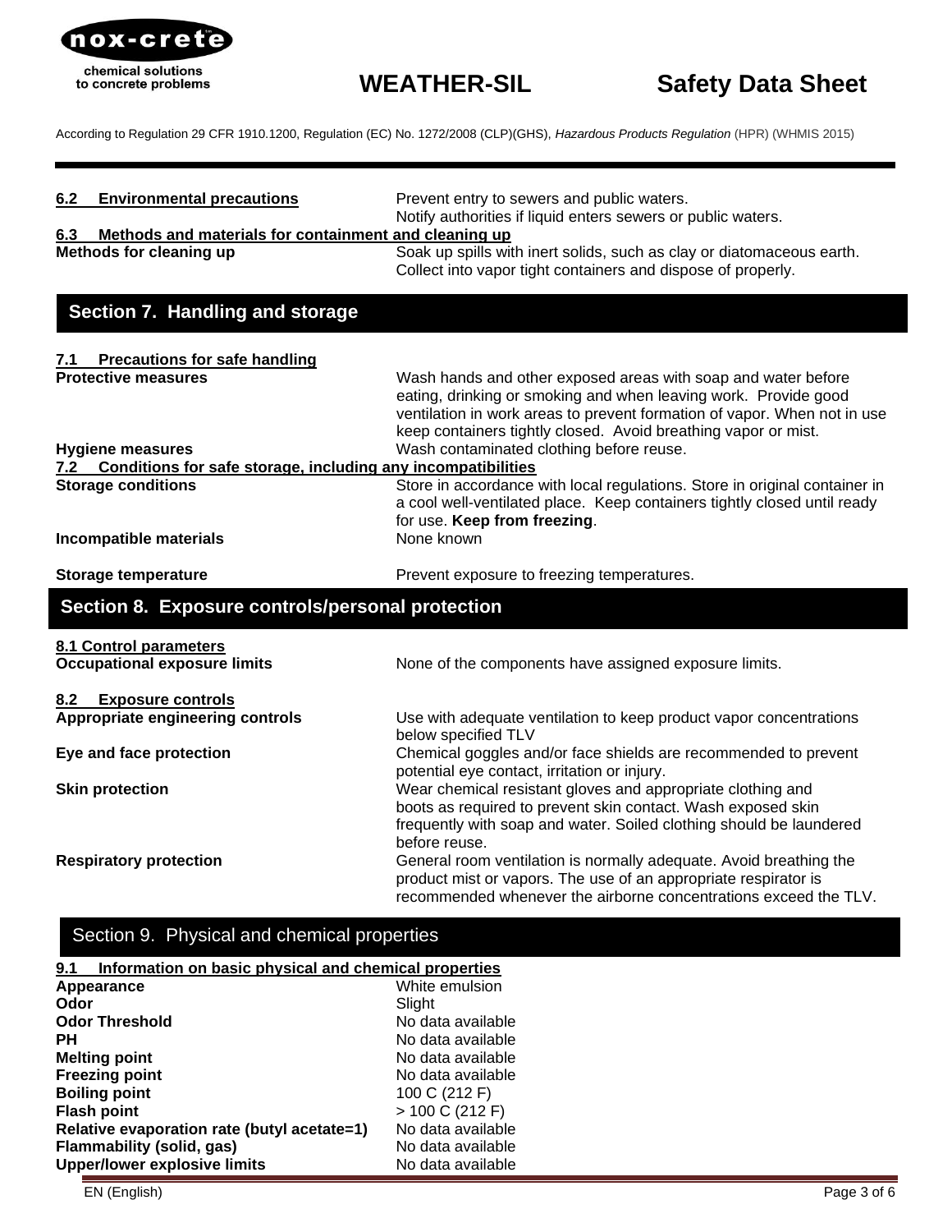**6.2 Environmental precautions**

Prevent entry to sewers and public waters.
Notify authorities if liquid enters sewers or public waters.

**6.3 Methods and materials for containment and cleaning up**

**Methods for cleaning up**

Soak up spills with inert solids, such as clay or diatomaceous earth. Collect into vapor tight containers and dispose of properly.

## Section 7. Handling and storage

**7.1 Precautions for safe handling**

| | |
|---|---|
| **Protective measures** | Wash hands and other exposed areas with soap and water before eating, drinking or smoking and when leaving work. Provide good ventilation in work areas to prevent formation of vapor. When not in use keep containers tightly closed. Avoid breathing vapor or mist. |
| **Hygiene measures** | Wash contaminated clothing before reuse. |

**7.2 Conditions for safe storage, including any incompatibilities**

| | |
|---|---|
| **Storage conditions** | Store in accordance with local regulations. Store in original container in a cool well-ventilated place. Keep containers tightly closed until ready for use. **Keep from freezing**. |
| **Incompatible materials** | None known |
| **Storage temperature** | Prevent exposure to freezing temperatures. |

## Section 8. Exposure controls/personal protection

**8.1 Control parameters**

| | |
|---|---|
| **Occupational exposure limits** | None of the components have assigned exposure limits. |

**8.2 Exposure controls**

| | |
|---|---|
| **Appropriate engineering controls** | Use with adequate ventilation to keep product vapor concentrations below specified TLV |
| **Eye and face protection** | Chemical goggles and/or face shields are recommended to prevent potential eye contact, irritation or injury. |
| **Skin protection** | Wear chemical resistant gloves and appropriate clothing and boots as required to prevent skin contact. Wash exposed skin frequently with soap and water. Soiled clothing should be laundered before reuse. |
| **Respiratory protection** | General room ventilation is normally adequate. Avoid breathing the product mist or vapors. The use of an appropriate respirator is recommended whenever the airborne concentrations exceed the TLV. |

## Section 9. Physical and chemical properties

**9.1 Information on basic physical and chemical properties**

| | |
|---|---|
| **Appearance** | White emulsion |
| **Odor** | Slight |
| **Odor Threshold** | No data available |
| **PH** | No data available |
| **Melting point** | No data available |
| **Freezing point** | No data available |
| **Boiling point** | 100 C (212 F) |
| **Flash point** | > 100 C (212 F) |
| **Relative evaporation rate (butyl acetate=1)** | No data available |
| **Flammability (solid, gas)** | No data available |
| **Upper/lower explosive limits** | No data available |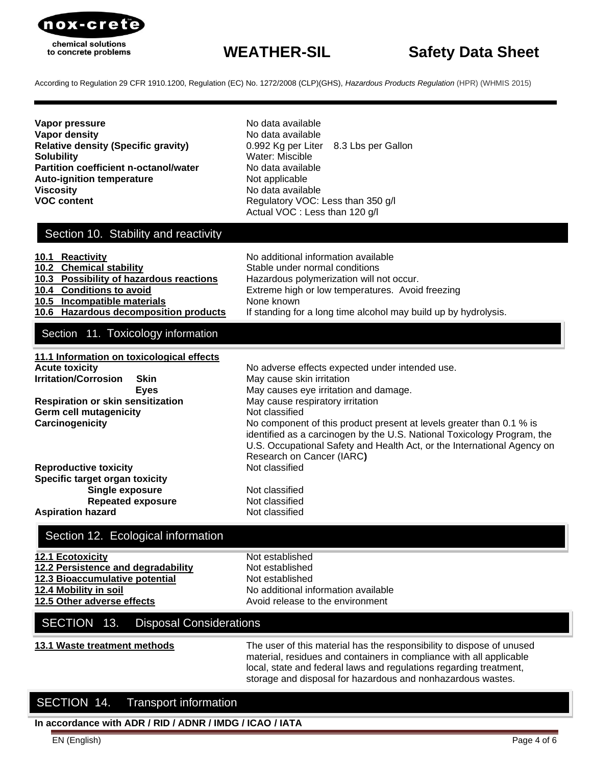| | |
|---|---|
| **Vapor pressure** | No data available |
| **Vapor density** | No data available |
| **Relative density (Specific gravity)** | 0.992 Kg per Liter 8.3 Lbs per Gallon |
| **Solubility** | Water: Miscible |
| **Partition coefficient n-octanol/water** | No data available |
| **Auto-ignition temperature** | Not applicable |
| **Viscosity** | No data available |
| **VOC content** | Regulatory VOC: Less than 350 g/l<br>Actual VOC : Less than 120 g/l |

## Section 10. Stability and reactivity

| | |
|---|---|
| **10.1 Reactivity** | No additional information available |
| **10.2 Chemical stability** | Stable under normal conditions |
| **10.3 Possibility of hazardous reactions** | Hazardous polymerization will not occur. |
| **10.4 Conditions to avoid** | Extreme high or low temperatures. Avoid freezing |
| **10.5 Incompatible materials** | None known |
| **10.6 Hazardous decomposition products** | If standing for a long time alcohol may build up by hydrolysis. |

## Section 11. Toxicology information

**11.1 Information on toxicological effects**

| | |
|---|---|
| **Acute toxicity** | No adverse effects expected under intended use. |
| **Irritation/Corrosion Skin** | May cause skin irritation |
| **Eyes** | May causes eye irritation and damage. |
| **Respiration or skin sensitization** | May cause respiratory irritation |
| **Germ cell mutagenicity** | Not classified |
| **Carcinogenicity** | No component of this product present at levels greater than 0.1 % is identified as a carcinogen by the U.S. National Toxicology Program, the U.S. Occupational Safety and Health Act, or the International Agency on Research on Cancer (IARC**)** |
| **Reproductive toxicity** | Not classified |
| **Specific target organ toxicity** | |
| **Single exposure** | Not classified |
| **Repeated exposure** | Not classified |
| **Aspiration hazard** | Not classified |

## Section 12. Ecological information

| | |
|---|---|
| **12.1 Ecotoxicity** | Not established |
| **12.2 Persistence and degradability** | Not established |
| **12.3 Bioaccumulative potential** | Not established |
| **12.4 Mobility in soil** | No additional information available |
| **12.5 Other adverse effects** | Avoid release to the environment |

## SECTION 13. Disposal Considerations

| | |
|---|---|
| **13.1 Waste treatment methods** | The user of this material has the responsibility to dispose of unused material, residues and containers in compliance with all applicable local, state and federal laws and regulations regarding treatment, storage and disposal for hazardous and nonhazardous wastes. |

## SECTION 14. Transport information

**In accordance with ADR / RID / ADNR / IMDG / ICAO / IATA**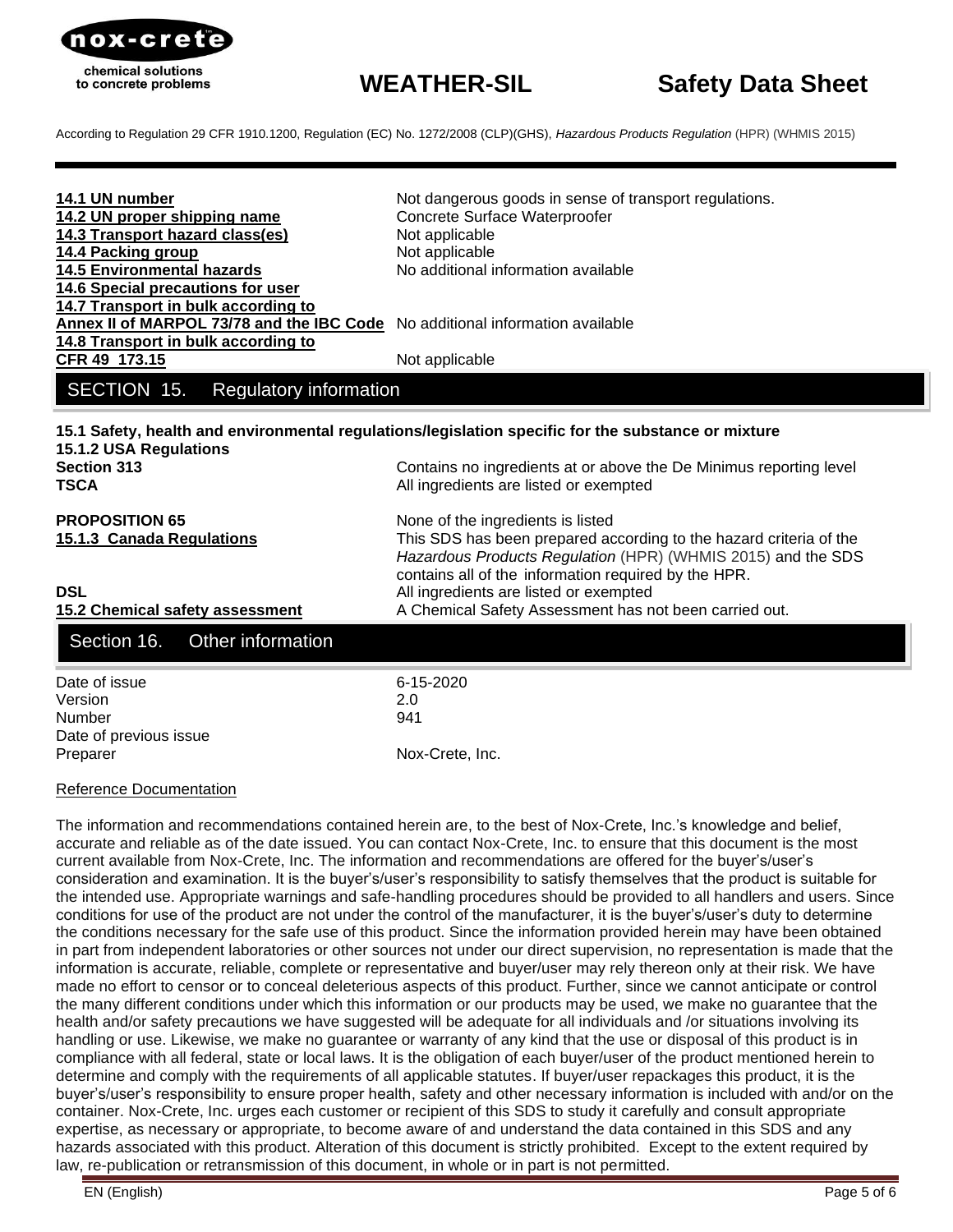| | |
|---|---|
| **14.1 UN number** | Not dangerous goods in sense of transport regulations. |
| **14.2 UN proper shipping name** | Concrete Surface Waterproofer |
| **14.3 Transport hazard class(es)** | Not applicable |
| **14.4 Packing group** | Not applicable |
| **14.5 Environmental hazards** | No additional information available |
| **14.6 Special precautions for user** | |
| **14.7 Transport in bulk according to Annex II of MARPOL 73/78 and the IBC Code** | No additional information available |
| **14.8 Transport in bulk according to CFR 49 173.15** | Not applicable |

## SECTION 15. Regulatory information

**15.1 Safety, health and environmental regulations/legislation specific for the substance or mixture**

**15.1.2 USA Regulations**

| | |
|---|---|
| **Section 313** | Contains no ingredients at or above the De Minimus reporting level |
| **TSCA** | All ingredients are listed or exempted |
| **PROPOSITION 65** | None of the ingredients is listed |
| **15.1.3 Canada Regulations** | This SDS has been prepared according to the hazard criteria of the *Hazardous Products Regulation* (HPR) (WHMIS 2015) and the SDS contains all of the information required by the HPR. |
| **DSL** | All ingredients are listed or exempted |
| **15.2 Chemical safety assessment** | A Chemical Safety Assessment has not been carried out. |

## Section 16. Other information

| | |
|---|---|
| Date of issue | 6-15-2020 |
| Version | 2.0 |
| Number | 941 |
| Date of previous issue | |
| Preparer | Nox-Crete, Inc. |

Reference Documentation

The information and recommendations contained herein are, to the best of Nox-Crete, Inc.'s knowledge and belief, accurate and reliable as of the date issued. You can contact Nox-Crete, Inc. to ensure that this document is the most current available from Nox-Crete, Inc. The information and recommendations are offered for the buyer's/user's consideration and examination. It is the buyer's/user's responsibility to satisfy themselves that the product is suitable for the intended use. Appropriate warnings and safe-handling procedures should be provided to all handlers and users. Since conditions for use of the product are not under the control of the manufacturer, it is the buyer's/user's duty to determine the conditions necessary for the safe use of this product. Since the information provided herein may have been obtained in part from independent laboratories or other sources not under our direct supervision, no representation is made that the information is accurate, reliable, complete or representative and buyer/user may rely thereon only at their risk. We have made no effort to censor or to conceal deleterious aspects of this product. Further, since we cannot anticipate or control the many different conditions under which this information or our products may be used, we make no guarantee that the health and/or safety precautions we have suggested will be adequate for all individuals and /or situations involving its handling or use. Likewise, we make no guarantee or warranty of any kind that the use or disposal of this product is in compliance with all federal, state or local laws. It is the obligation of each buyer/user of the product mentioned herein to determine and comply with the requirements of all applicable statutes. If buyer/user repackages this product, it is the buyer's/user's responsibility to ensure proper health, safety and other necessary information is included with and/or on the container. Nox-Crete, Inc. urges each customer or recipient of this SDS to study it carefully and consult appropriate expertise, as necessary or appropriate, to become aware of and understand the data contained in this SDS and any hazards associated with this product. Alteration of this document is strictly prohibited. Except to the extent required by law, re-publication or retransmission of this document, in whole or in part is not permitted.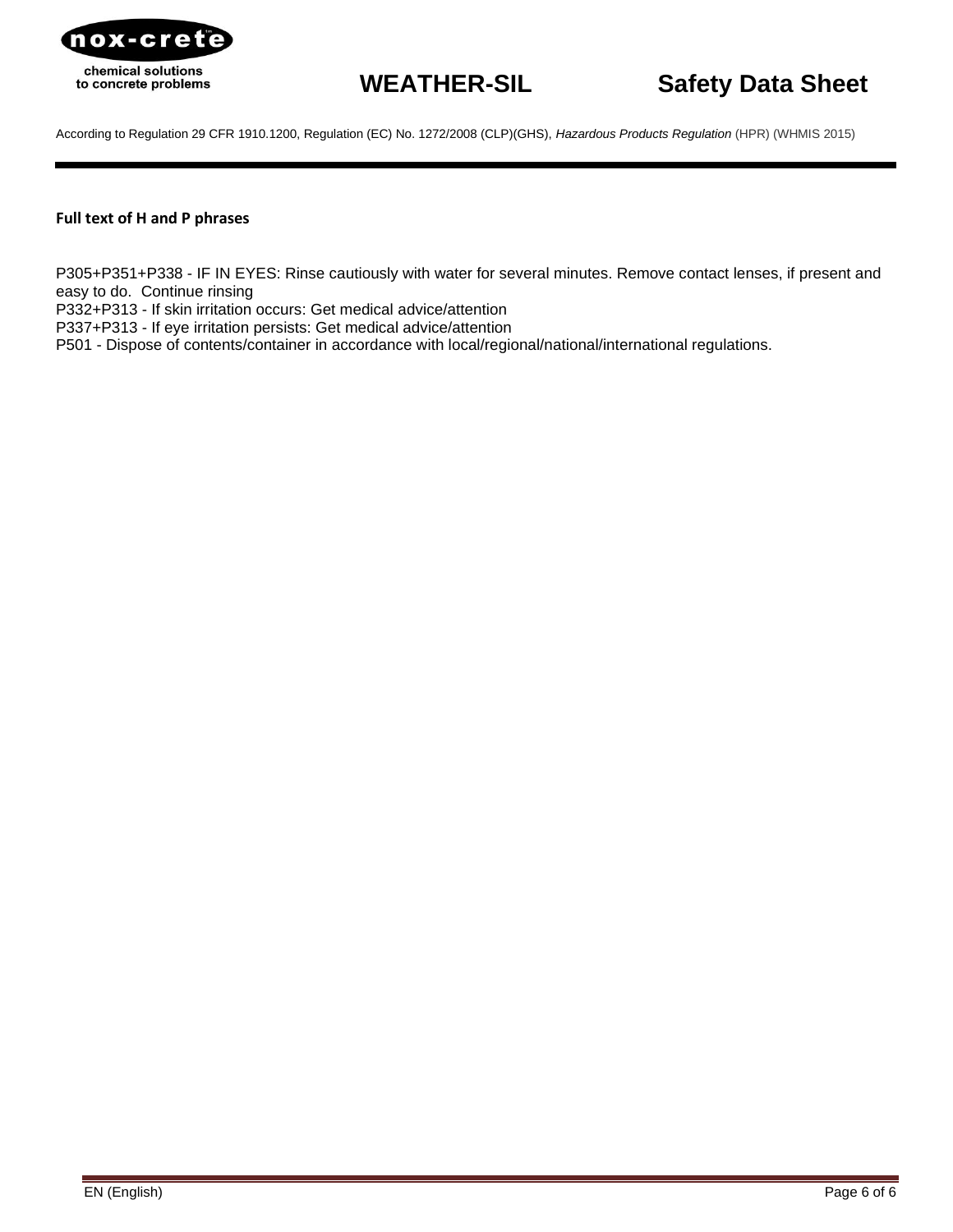**Full text of H and P phrases**

P305+P351+P338 - IF IN EYES: Rinse cautiously with water for several minutes. Remove contact lenses, if present and easy to do. Continue rinsing
P332+P313 - If skin irritation occurs: Get medical advice/attention
P337+P313 - If eye irritation persists: Get medical advice/attention
P501 - Dispose of contents/container in accordance with local/regional/national/international regulations.